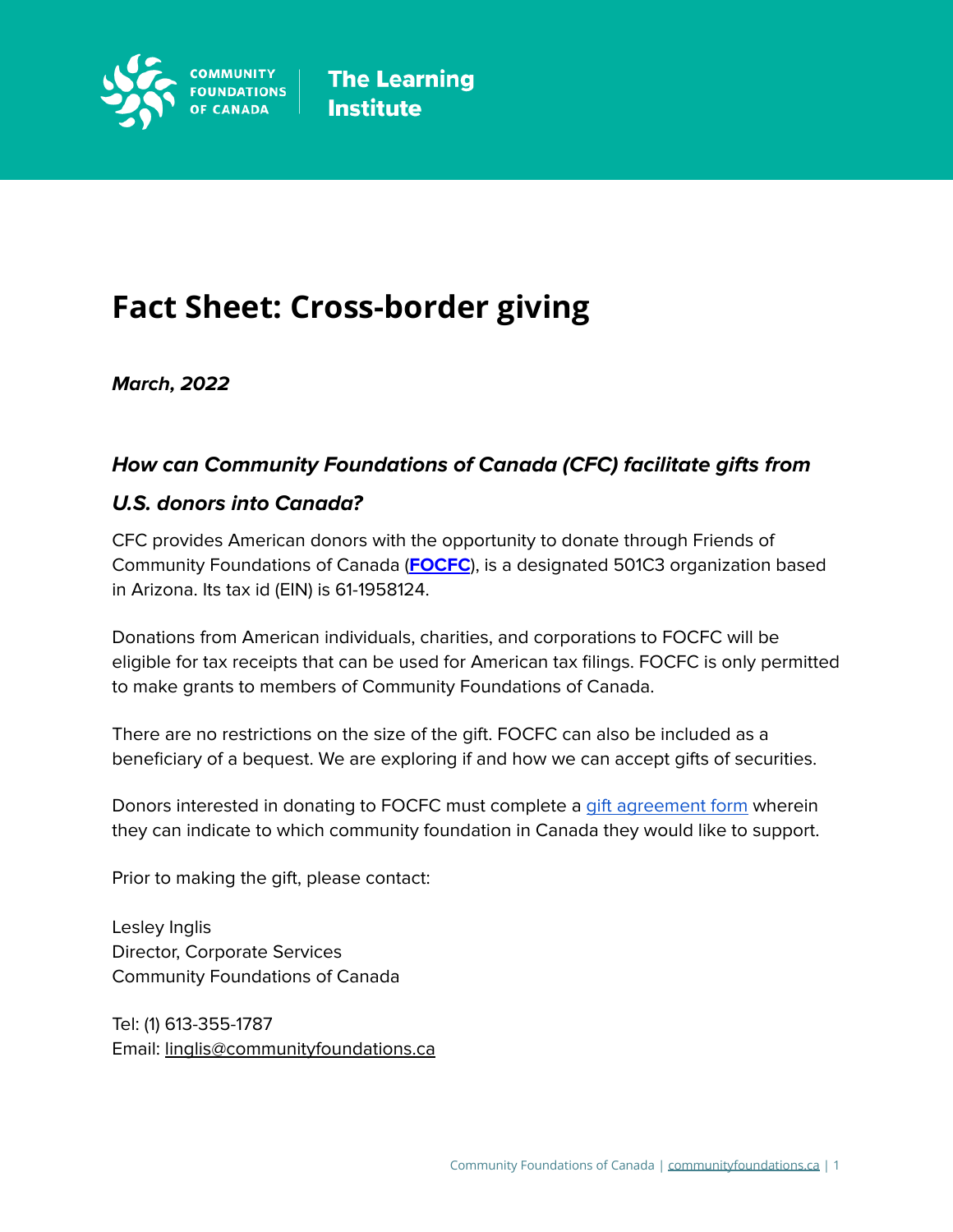COMMUNITY FOUNDATIONS OF CANADA | The Learning Institute

# Fact Sheet: Cross-border giving

***March, 2022***

### *How can Community Foundations of Canada (CFC) facilitate gifts from U.S. donors into Canada?*

CFC provides American donors with the opportunity to donate through Friends of Community Foundations of Canada (**FOCFC**), is a designated 501C3 organization based in Arizona. Its tax id (EIN) is 61-1958124.

Donations from American individuals, charities, and corporations to FOCFC will be eligible for tax receipts that can be used for American tax filings. FOCFC is only permitted to make grants to members of Community Foundations of Canada.

There are no restrictions on the size of the gift. FOCFC can also be included as a beneficiary of a bequest. We are exploring if and how we can accept gifts of securities.

Donors interested in donating to FOCFC must complete a gift agreement form wherein they can indicate to which community foundation in Canada they would like to support.

Prior to making the gift, please contact:

Lesley Inglis
Director, Corporate Services
Community Foundations of Canada

Tel: (1) 613-355-1787
Email: linglis@communityfoundations.ca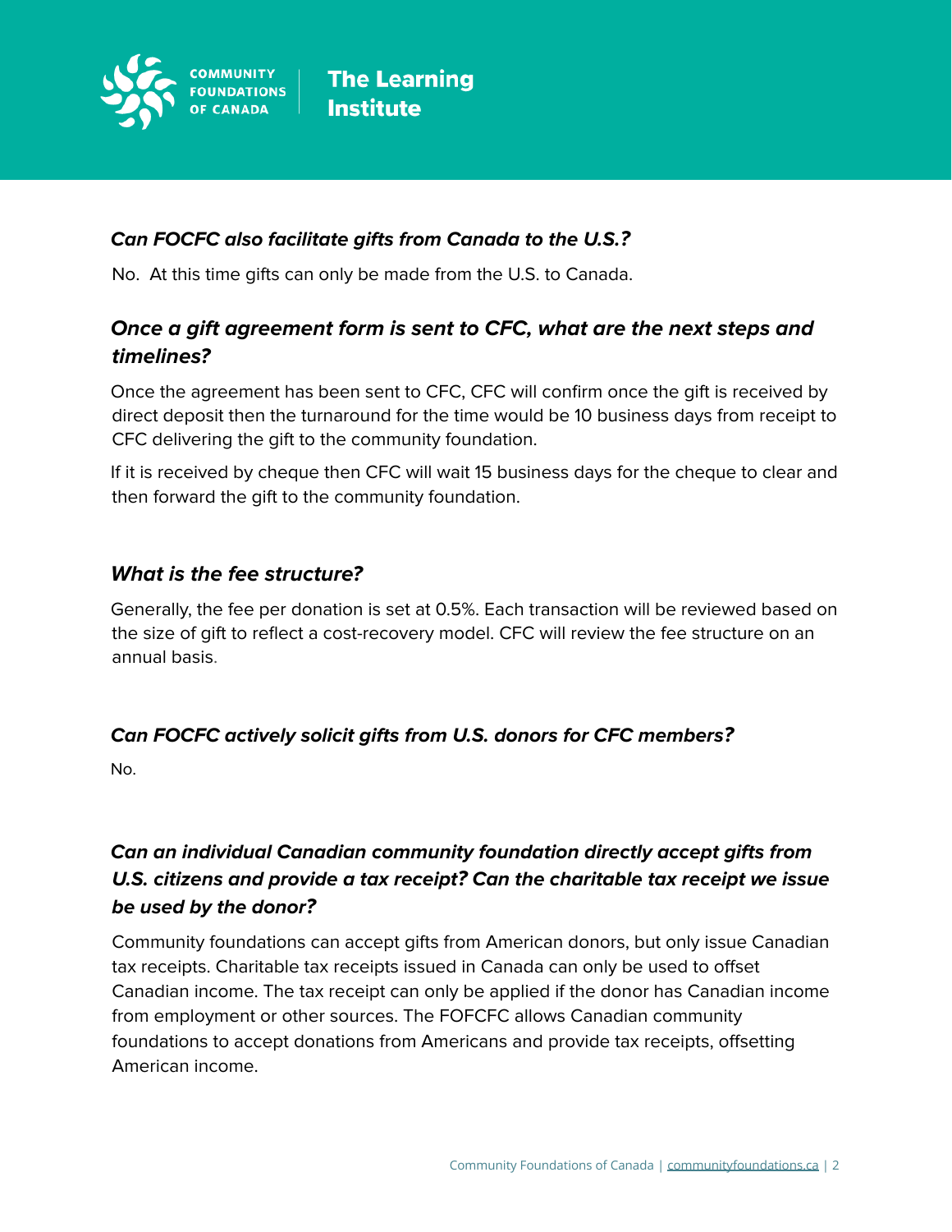### *Can FOCFC also facilitate gifts from Canada to the U.S.?*

No. At this time gifts can only be made from the U.S. to Canada.

### *Once a gift agreement form is sent to CFC, what are the next steps and timelines?*

Once the agreement has been sent to CFC, CFC will confirm once the gift is received by direct deposit then the turnaround for the time would be 10 business days from receipt to CFC delivering the gift to the community foundation.

If it is received by cheque then CFC will wait 15 business days for the cheque to clear and then forward the gift to the community foundation.

### *What is the fee structure?*

Generally, the fee per donation is set at 0.5%. Each transaction will be reviewed based on the size of gift to reflect a cost-recovery model. CFC will review the fee structure on an annual basis.

### *Can FOCFC actively solicit gifts from U.S. donors for CFC members?*

No.

### *Can an individual Canadian community foundation directly accept gifts from U.S. citizens and provide a tax receipt? Can the charitable tax receipt we issue be used by the donor?*

Community foundations can accept gifts from American donors, but only issue Canadian tax receipts. Charitable tax receipts issued in Canada can only be used to offset Canadian income. The tax receipt can only be applied if the donor has Canadian income from employment or other sources. The FOFCFC allows Canadian community foundations to accept donations from Americans and provide tax receipts, offsetting American income.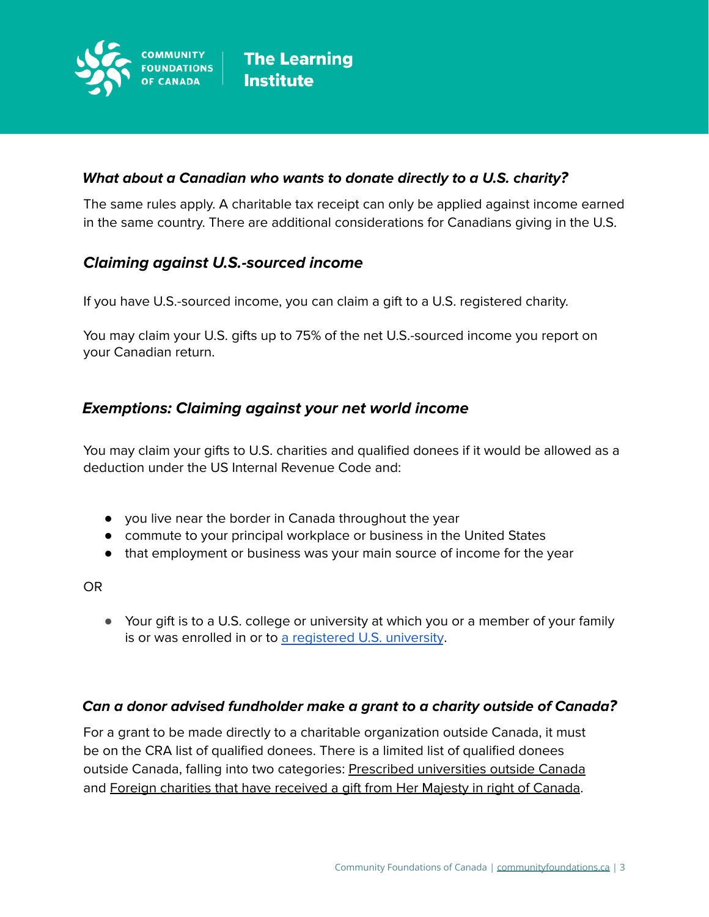### *What about a Canadian who wants to donate directly to a U.S. charity?*

The same rules apply. A charitable tax receipt can only be applied against income earned in the same country. There are additional considerations for Canadians giving in the U.S.

### *Claiming against U.S.-sourced income*

If you have U.S.-sourced income, you can claim a gift to a U.S. registered charity.

You may claim your U.S. gifts up to 75% of the net U.S.-sourced income you report on your Canadian return.

### *Exemptions: Claiming against your net world income*

You may claim your gifts to U.S. charities and qualified donees if it would be allowed as a deduction under the US Internal Revenue Code and:

- you live near the border in Canada throughout the year
- commute to your principal workplace or business in the United States
- that employment or business was your main source of income for the year

OR

- Your gift is to a U.S. college or university at which you or a member of your family is or was enrolled in or to a registered U.S. university.

### *Can a donor advised fundholder make a grant to a charity outside of Canada?*

For a grant to be made directly to a charitable organization outside Canada, it must be on the CRA list of qualified donees. There is a limited list of qualified donees outside Canada, falling into two categories: Prescribed universities outside Canada and Foreign charities that have received a gift from Her Majesty in right of Canada.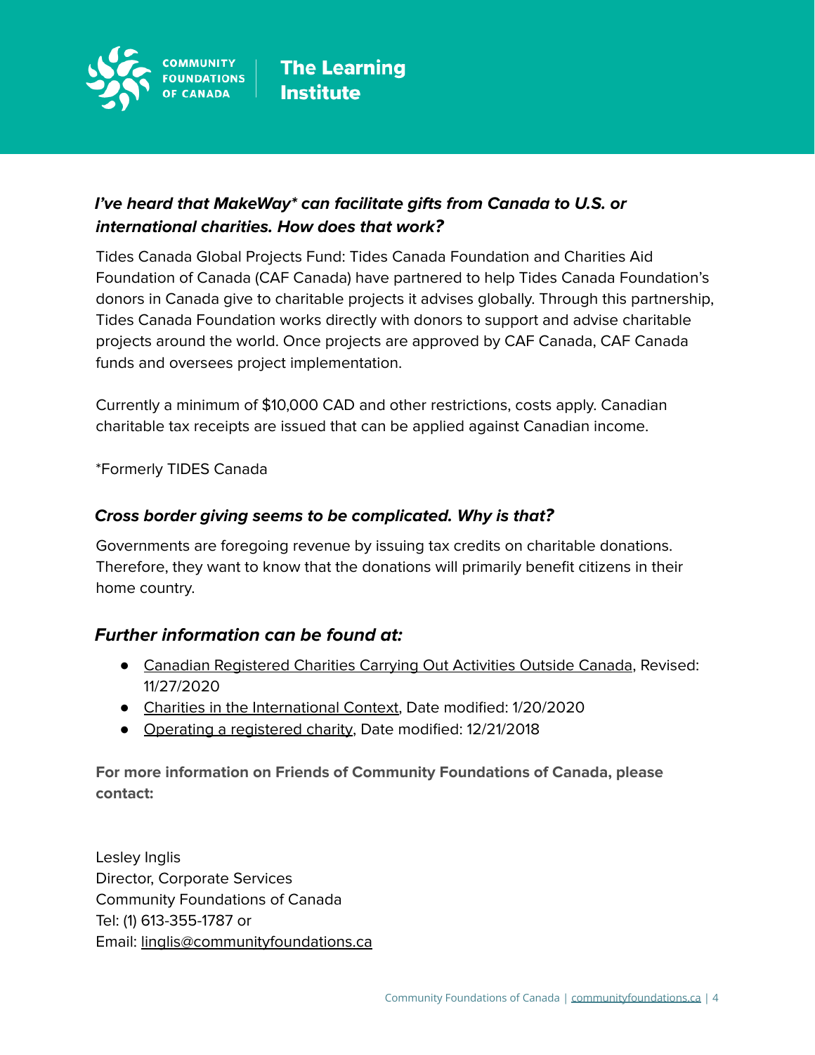### *I've heard that MakeWay* can facilitate gifts from Canada to U.S. or international charities. How does that work?*

Tides Canada Global Projects Fund: Tides Canada Foundation and Charities Aid Foundation of Canada (CAF Canada) have partnered to help Tides Canada Foundation's donors in Canada give to charitable projects it advises globally. Through this partnership, Tides Canada Foundation works directly with donors to support and advise charitable projects around the world. Once projects are approved by CAF Canada, CAF Canada funds and oversees project implementation.

Currently a minimum of $10,000 CAD and other restrictions, costs apply. Canadian charitable tax receipts are issued that can be applied against Canadian income.

*Formerly TIDES Canada

### *Cross border giving seems to be complicated. Why is that?*

Governments are foregoing revenue by issuing tax credits on charitable donations. Therefore, they want to know that the donations will primarily benefit citizens in their home country.

## *Further information can be found at:*

- Canadian Registered Charities Carrying Out Activities Outside Canada, Revised: 11/27/2020
- Charities in the International Context, Date modified: 1/20/2020
- Operating a registered charity, Date modified: 12/21/2018

**For more information on Friends of Community Foundations of Canada, please contact:**

Lesley Inglis
Director, Corporate Services
Community Foundations of Canada
Tel: (1) 613-355-1787 or
Email: linglis@communityfoundations.ca